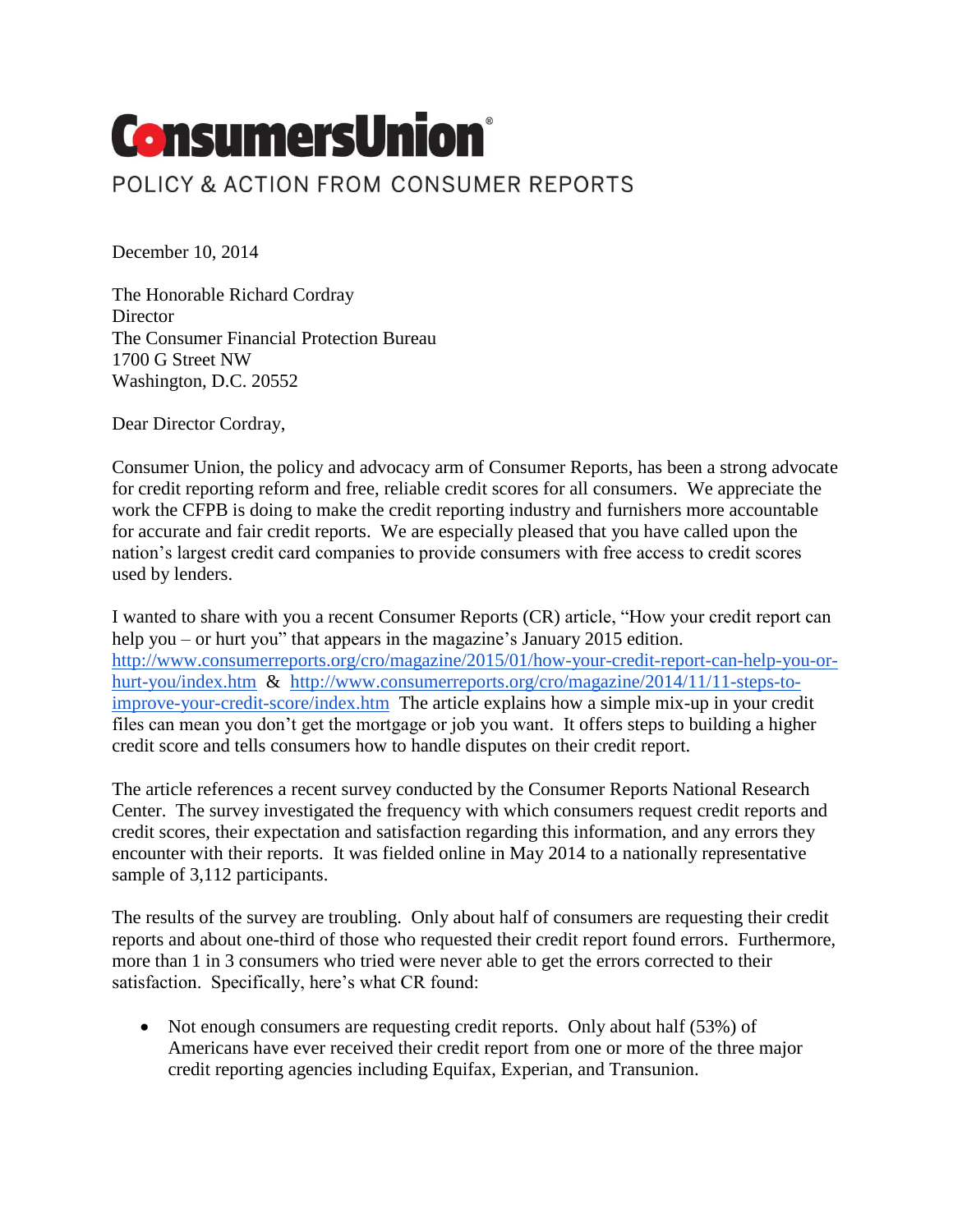# ConsumersUnion®

POLICY & ACTION FROM CONSUMER REPORTS

December 10, 2014

The Honorable Richard Cordray
Director
The Consumer Financial Protection Bureau
1700 G Street NW
Washington, D.C. 20552

Dear Director Cordray,

Consumer Union, the policy and advocacy arm of Consumer Reports, has been a strong advocate for credit reporting reform and free, reliable credit scores for all consumers. We appreciate the work the CFPB is doing to make the credit reporting industry and furnishers more accountable for accurate and fair credit reports. We are especially pleased that you have called upon the nation's largest credit card companies to provide consumers with free access to credit scores used by lenders.

I wanted to share with you a recent Consumer Reports (CR) article, "How your credit report can help you – or hurt you" that appears in the magazine's January 2015 edition. [http://www.consumerreports.org/cro/magazine/2015/01/how-your-credit-report-can-help-you-or-hurt-you/index.htm](http://www.consumerreports.org/cro/magazine/2015/01/how-your-credit-report-can-help-you-or-hurt-you/index.htm) & [http://www.consumerreports.org/cro/magazine/2014/11/11-steps-to-improve-your-credit-score/index.htm](http://www.consumerreports.org/cro/magazine/2014/11/11-steps-to-improve-your-credit-score/index.htm) The article explains how a simple mix-up in your credit files can mean you don't get the mortgage or job you want. It offers steps to building a higher credit score and tells consumers how to handle disputes on their credit report.

The article references a recent survey conducted by the Consumer Reports National Research Center. The survey investigated the frequency with which consumers request credit reports and credit scores, their expectation and satisfaction regarding this information, and any errors they encounter with their reports. It was fielded online in May 2014 to a nationally representative sample of 3,112 participants.

The results of the survey are troubling. Only about half of consumers are requesting their credit reports and about one-third of those who requested their credit report found errors. Furthermore, more than 1 in 3 consumers who tried were never able to get the errors corrected to their satisfaction. Specifically, here's what CR found:

- Not enough consumers are requesting credit reports. Only about half (53%) of Americans have ever received their credit report from one or more of the three major credit reporting agencies including Equifax, Experian, and Transunion.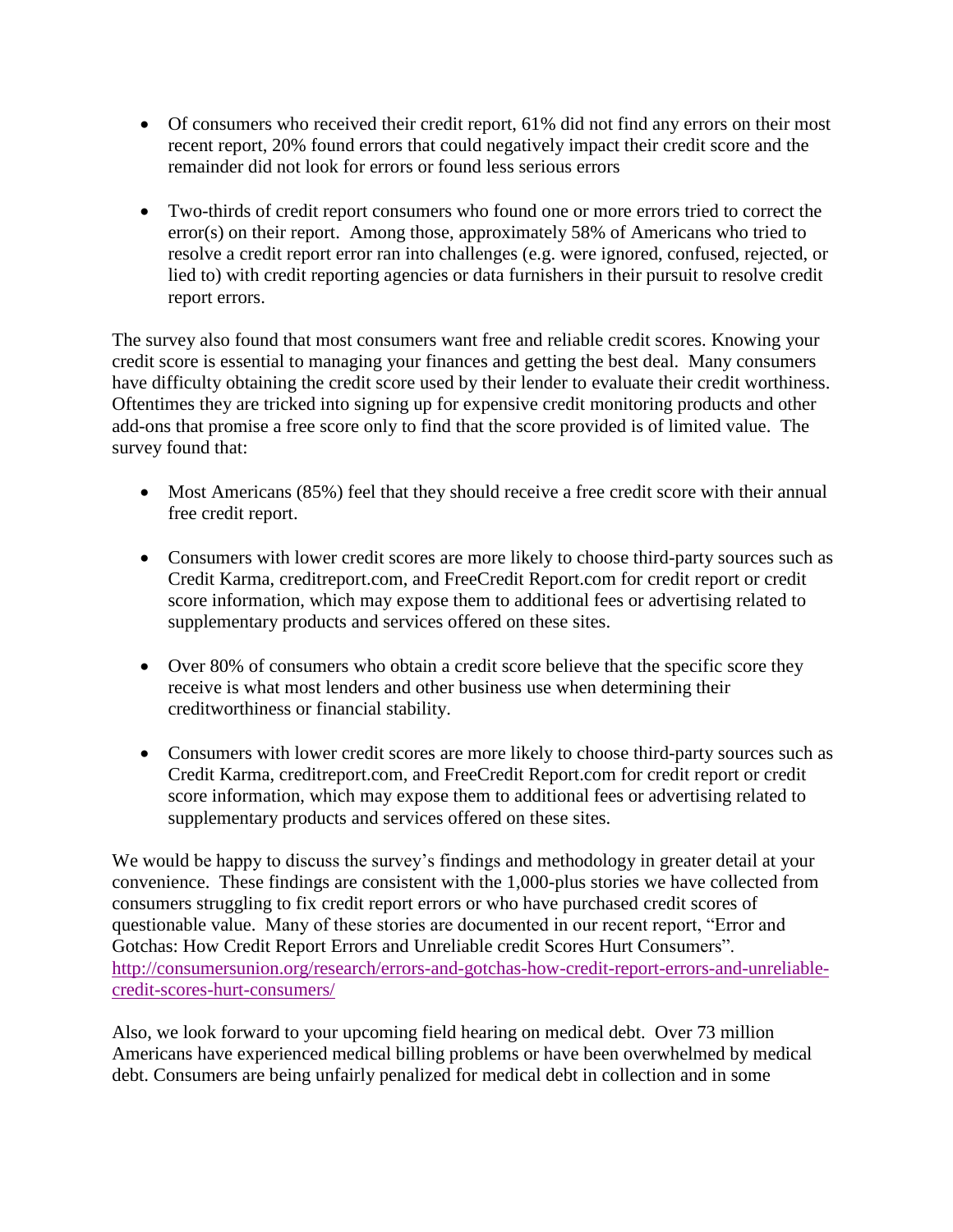- Of consumers who received their credit report, 61% did not find any errors on their most recent report, 20% found errors that could negatively impact their credit score and the remainder did not look for errors or found less serious errors

- Two-thirds of credit report consumers who found one or more errors tried to correct the error(s) on their report. Among those, approximately 58% of Americans who tried to resolve a credit report error ran into challenges (e.g. were ignored, confused, rejected, or lied to) with credit reporting agencies or data furnishers in their pursuit to resolve credit report errors.

The survey also found that most consumers want free and reliable credit scores. Knowing your credit score is essential to managing your finances and getting the best deal. Many consumers have difficulty obtaining the credit score used by their lender to evaluate their credit worthiness. Oftentimes they are tricked into signing up for expensive credit monitoring products and other add-ons that promise a free score only to find that the score provided is of limited value. The survey found that:

- Most Americans (85%) feel that they should receive a free credit score with their annual free credit report.

- Consumers with lower credit scores are more likely to choose third-party sources such as Credit Karma, creditreport.com, and FreeCredit Report.com for credit report or credit score information, which may expose them to additional fees or advertising related to supplementary products and services offered on these sites.

- Over 80% of consumers who obtain a credit score believe that the specific score they receive is what most lenders and other business use when determining their creditworthiness or financial stability.

- Consumers with lower credit scores are more likely to choose third-party sources such as Credit Karma, creditreport.com, and FreeCredit Report.com for credit report or credit score information, which may expose them to additional fees or advertising related to supplementary products and services offered on these sites.

We would be happy to discuss the survey's findings and methodology in greater detail at your convenience. These findings are consistent with the 1,000-plus stories we have collected from consumers struggling to fix credit report errors or who have purchased credit scores of questionable value. Many of these stories are documented in our recent report, "Error and Gotchas: How Credit Report Errors and Unreliable credit Scores Hurt Consumers". http://consumersunion.org/research/errors-and-gotchas-how-credit-report-errors-and-unreliable-credit-scores-hurt-consumers/

Also, we look forward to your upcoming field hearing on medical debt. Over 73 million Americans have experienced medical billing problems or have been overwhelmed by medical debt. Consumers are being unfairly penalized for medical debt in collection and in some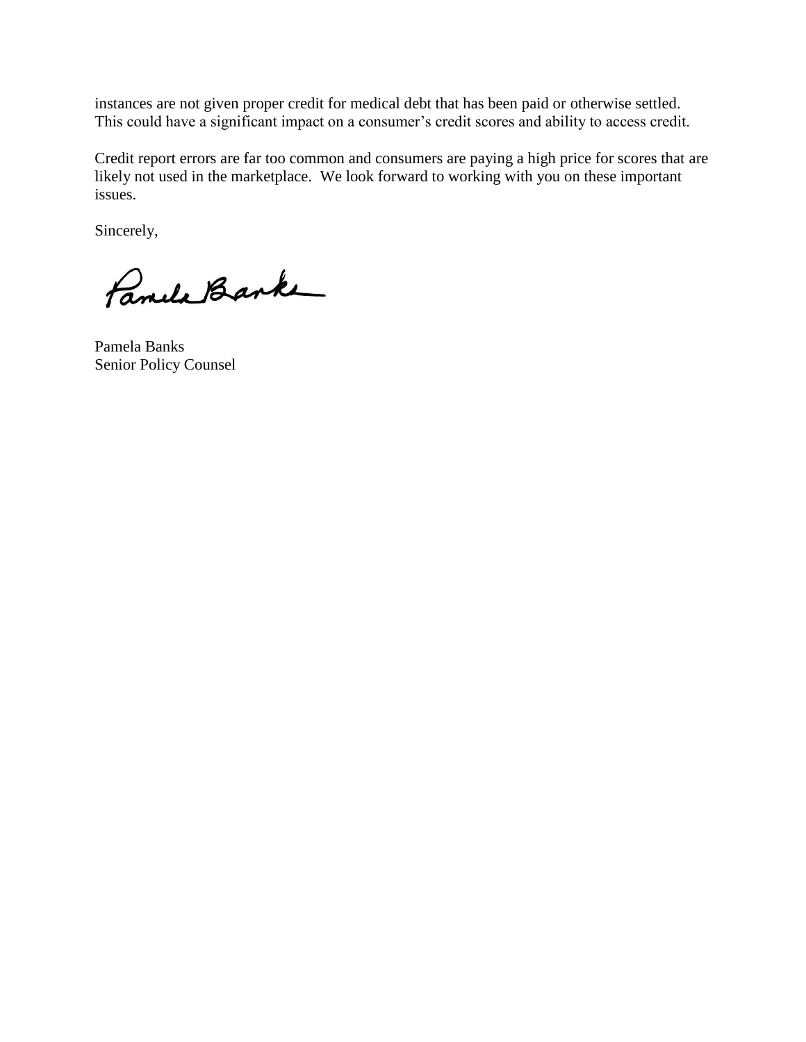instances are not given proper credit for medical debt that has been paid or otherwise settled. This could have a significant impact on a consumer's credit scores and ability to access credit.

Credit report errors are far too common and consumers are paying a high price for scores that are likely not used in the marketplace. We look forward to working with you on these important issues.

Sincerely,

Pamela Banks
Senior Policy Counsel